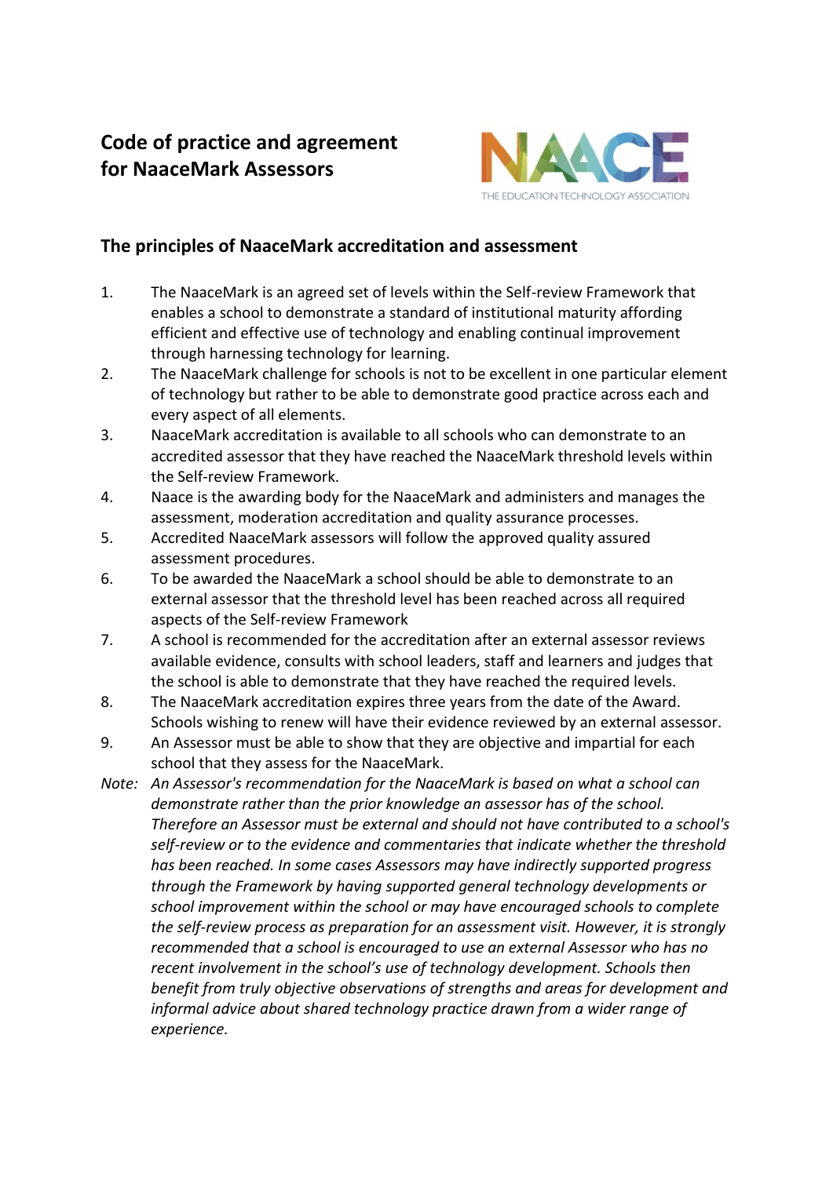# Code of practice and agreement for NaaceMark Assessors

## The principles of NaaceMark accreditation and assessment

1. The NaaceMark is an agreed set of levels within the Self-review Framework that enables a school to demonstrate a standard of institutional maturity affording efficient and effective use of technology and enabling continual improvement through harnessing technology for learning.
2. The NaaceMark challenge for schools is not to be excellent in one particular element of technology but rather to be able to demonstrate good practice across each and every aspect of all elements.
3. NaaceMark accreditation is available to all schools who can demonstrate to an accredited assessor that they have reached the NaaceMark threshold levels within the Self-review Framework.
4. Naace is the awarding body for the NaaceMark and administers and manages the assessment, moderation accreditation and quality assurance processes.
5. Accredited NaaceMark assessors will follow the approved quality assured assessment procedures.
6. To be awarded the NaaceMark a school should be able to demonstrate to an external assessor that the threshold level has been reached across all required aspects of the Self-review Framework
7. A school is recommended for the accreditation after an external assessor reviews available evidence, consults with school leaders, staff and learners and judges that the school is able to demonstrate that they have reached the required levels.
8. The NaaceMark accreditation expires three years from the date of the Award. Schools wishing to renew will have their evidence reviewed by an external assessor.
9. An Assessor must be able to show that they are objective and impartial for each school that they assess for the NaaceMark.

*Note: An Assessor's recommendation for the NaaceMark is based on what a school can demonstrate rather than the prior knowledge an assessor has of the school. Therefore an Assessor must be external and should not have contributed to a school's self-review or to the evidence and commentaries that indicate whether the threshold has been reached. In some cases Assessors may have indirectly supported progress through the Framework by having supported general technology developments or school improvement within the school or may have encouraged schools to complete the self-review process as preparation for an assessment visit. However, it is strongly recommended that a school is encouraged to use an external Assessor who has no recent involvement in the school's use of technology development. Schools then benefit from truly objective observations of strengths and areas for development and informal advice about shared technology practice drawn from a wider range of experience.*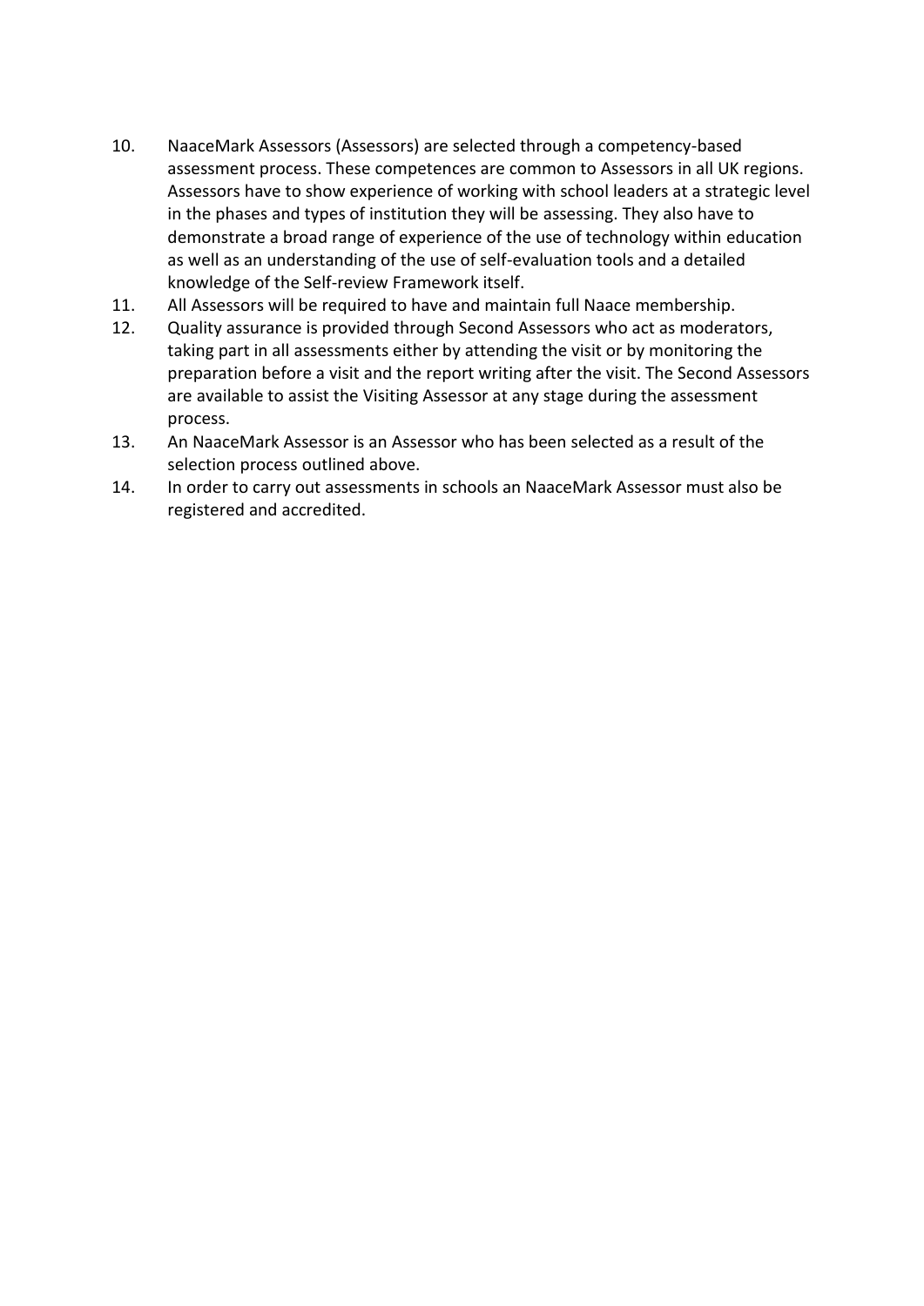10. NaaceMark Assessors (Assessors) are selected through a competency-based assessment process. These competences are common to Assessors in all UK regions. Assessors have to show experience of working with school leaders at a strategic level in the phases and types of institution they will be assessing. They also have to demonstrate a broad range of experience of the use of technology within education as well as an understanding of the use of self-evaluation tools and a detailed knowledge of the Self-review Framework itself.
11. All Assessors will be required to have and maintain full Naace membership.
12. Quality assurance is provided through Second Assessors who act as moderators, taking part in all assessments either by attending the visit or by monitoring the preparation before a visit and the report writing after the visit. The Second Assessors are available to assist the Visiting Assessor at any stage during the assessment process.
13. An NaaceMark Assessor is an Assessor who has been selected as a result of the selection process outlined above.
14. In order to carry out assessments in schools an NaaceMark Assessor must also be registered and accredited.